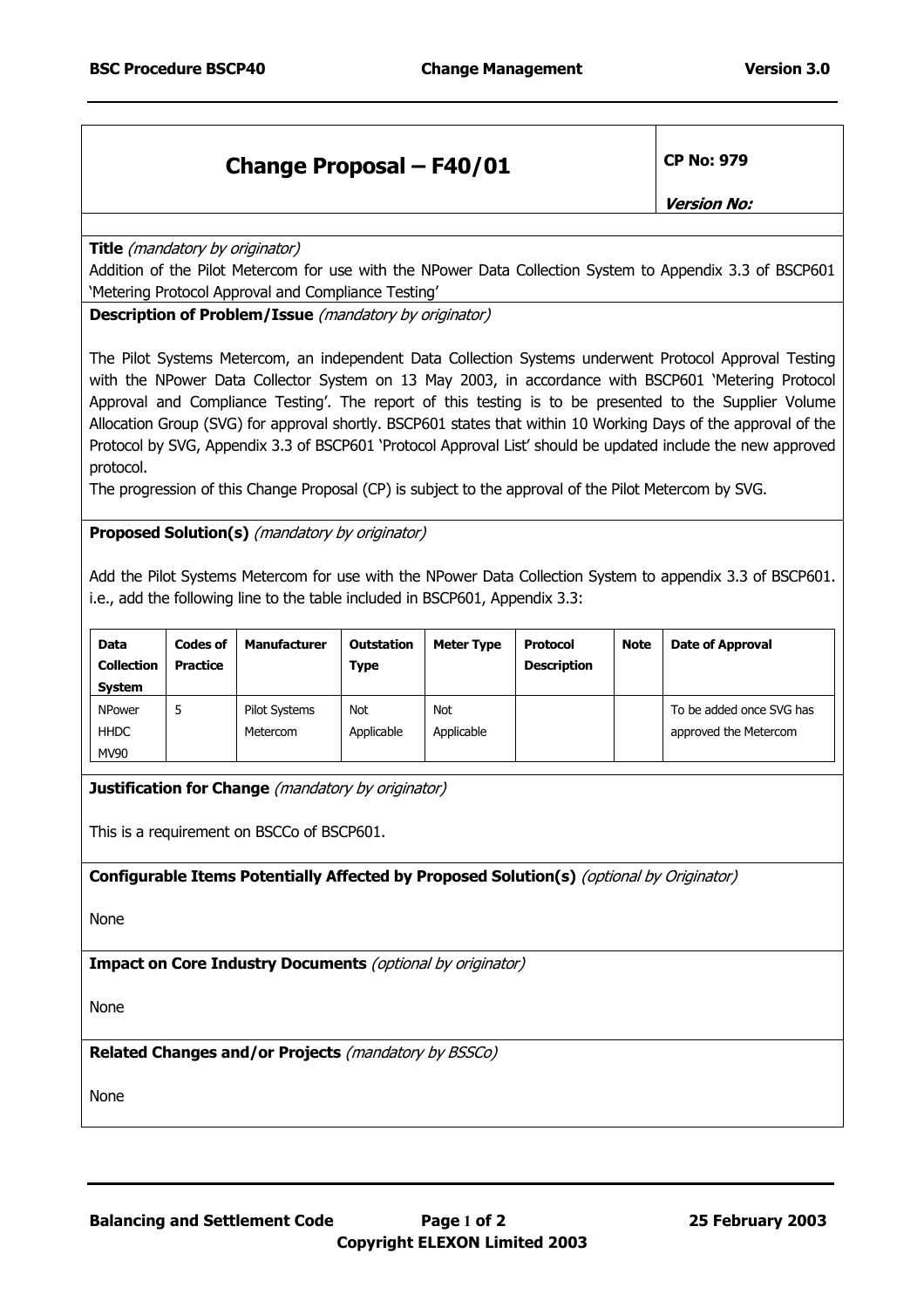# Change Proposal – F40/01

**CP No: 979**

***Version No:***

**Title** *(mandatory by originator)*

Addition of the Pilot Metercom for use with the NPower Data Collection System to Appendix 3.3 of BSCP601 'Metering Protocol Approval and Compliance Testing'

**Description of Problem/Issue** *(mandatory by originator)*

The Pilot Systems Metercom, an independent Data Collection Systems underwent Protocol Approval Testing with the NPower Data Collector System on 13 May 2003, in accordance with BSCP601 'Metering Protocol Approval and Compliance Testing'. The report of this testing is to be presented to the Supplier Volume Allocation Group (SVG) for approval shortly. BSCP601 states that within 10 Working Days of the approval of the Protocol by SVG, Appendix 3.3 of BSCP601 'Protocol Approval List' should be updated include the new approved protocol.

The progression of this Change Proposal (CP) is subject to the approval of the Pilot Metercom by SVG.

**Proposed Solution(s)** *(mandatory by originator)*

Add the Pilot Systems Metercom for use with the NPower Data Collection System to appendix 3.3 of BSCP601. i.e., add the following line to the table included in BSCP601, Appendix 3.3:

| Data Collection System | Codes of Practice | Manufacturer | Outstation Type | Meter Type | Protocol Description | Note | Date of Approval |
|---|---|---|---|---|---|---|---|
| NPower HHDC MV90 | 5 | Pilot Systems Metercom | Not Applicable | Not Applicable | | | To be added once SVG has approved the Metercom |

**Justification for Change** *(mandatory by originator)*

This is a requirement on BSCCo of BSCP601.

**Configurable Items Potentially Affected by Proposed Solution(s)** *(optional by Originator)*

None

**Impact on Core Industry Documents** *(optional by originator)*

None

**Related Changes and/or Projects** *(mandatory by BSSCo)*

None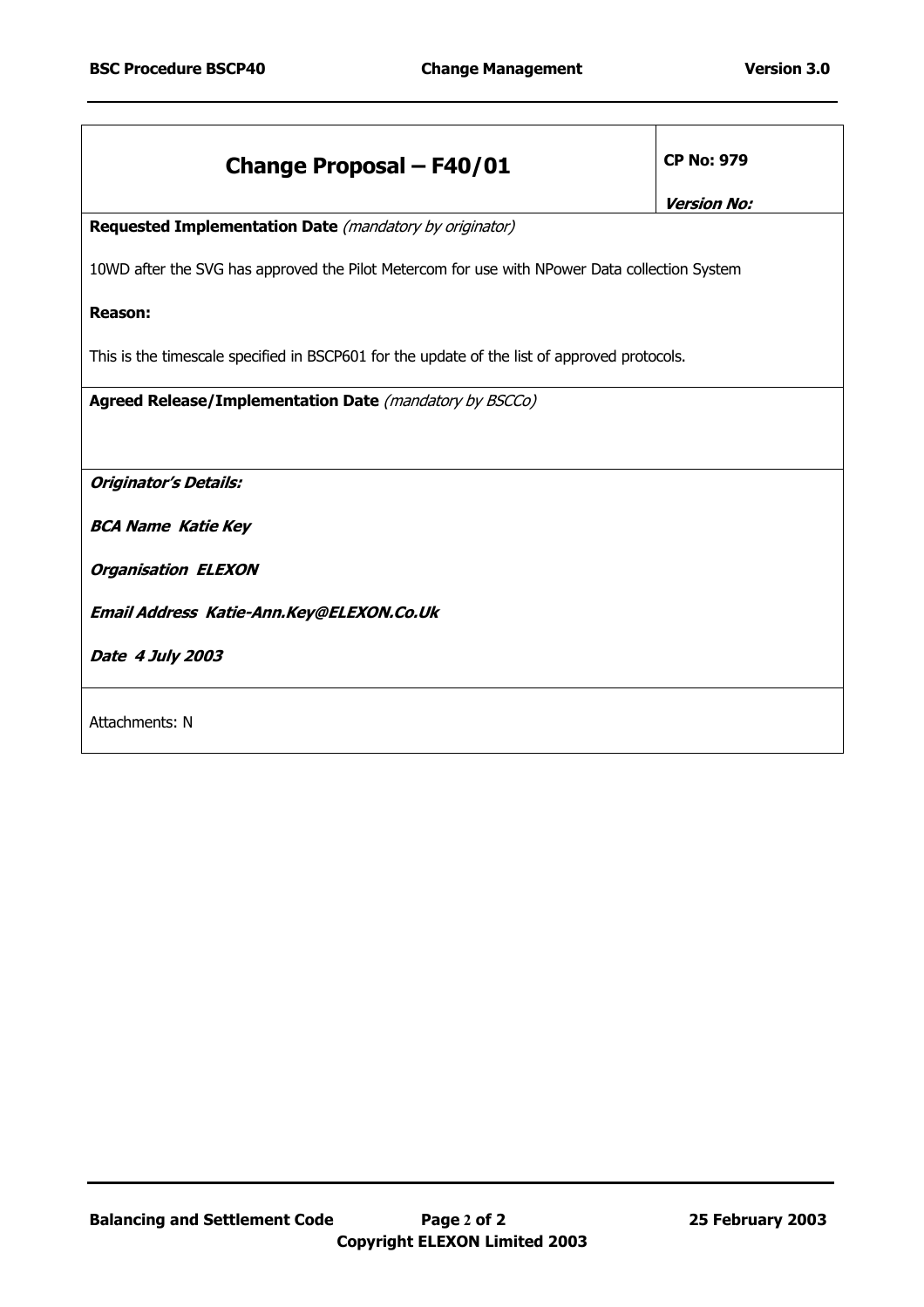| **Change Proposal – F40/01** | **CP No: 979**<br><br>***Version No:*** |
|---|---|
| **Requested Implementation Date** *(mandatory by originator)*<br><br>10WD after the SVG has approved the Pilot Metercom for use with NPower Data collection System<br><br>**Reason:**<br><br>This is the timescale specified in BSCP601 for the update of the list of approved protocols. | |
| **Agreed Release/Implementation Date** *(mandatory by BSCCo)* | |
| ***Originator's Details:***<br><br>***BCA Name  Katie Key***<br><br>***Organisation  ELEXON***<br><br>***Email Address  Katie-Ann.Key@ELEXON.Co.Uk***<br><br>***Date  4 July 2003*** | |
| Attachments: N | |